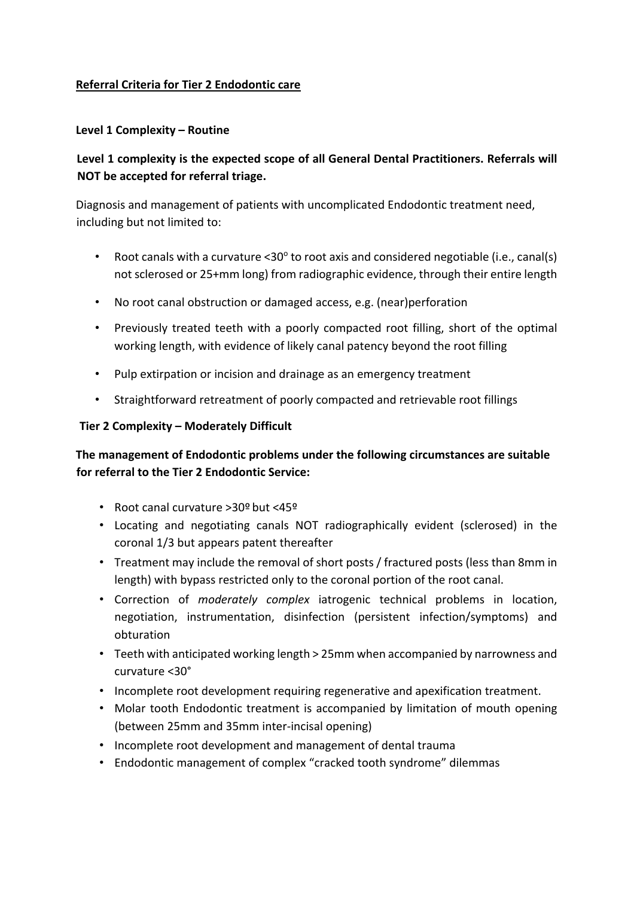## Referral Criteria for Tier 2 Endodontic care

### Level 1 Complexity – Routine

**Level 1 complexity is the expected scope of all General Dental Practitioners. Referrals will NOT be accepted for referral triage.**

Diagnosis and management of patients with uncomplicated Endodontic treatment need, including but not limited to:

- Root canals with a curvature <30° to root axis and considered negotiable (i.e., canal(s) not sclerosed or 25+mm long) from radiographic evidence, through their entire length
- No root canal obstruction or damaged access, e.g. (near)perforation
- Previously treated teeth with a poorly compacted root filling, short of the optimal working length, with evidence of likely canal patency beyond the root filling
- Pulp extirpation or incision and drainage as an emergency treatment
- Straightforward retreatment of poorly compacted and retrievable root fillings

### Tier 2 Complexity – Moderately Difficult

**The management of Endodontic problems under the following circumstances are suitable for referral to the Tier 2 Endodontic Service:**

- Root canal curvature >30º but <45º
- Locating and negotiating canals NOT radiographically evident (sclerosed) in the coronal 1/3 but appears patent thereafter
- Treatment may include the removal of short posts / fractured posts (less than 8mm in length) with bypass restricted only to the coronal portion of the root canal.
- Correction of *moderately complex* iatrogenic technical problems in location, negotiation, instrumentation, disinfection (persistent infection/symptoms) and obturation
- Teeth with anticipated working length > 25mm when accompanied by narrowness and curvature <30°
- Incomplete root development requiring regenerative and apexification treatment.
- Molar tooth Endodontic treatment is accompanied by limitation of mouth opening (between 25mm and 35mm inter-incisal opening)
- Incomplete root development and management of dental trauma
- Endodontic management of complex "cracked tooth syndrome" dilemmas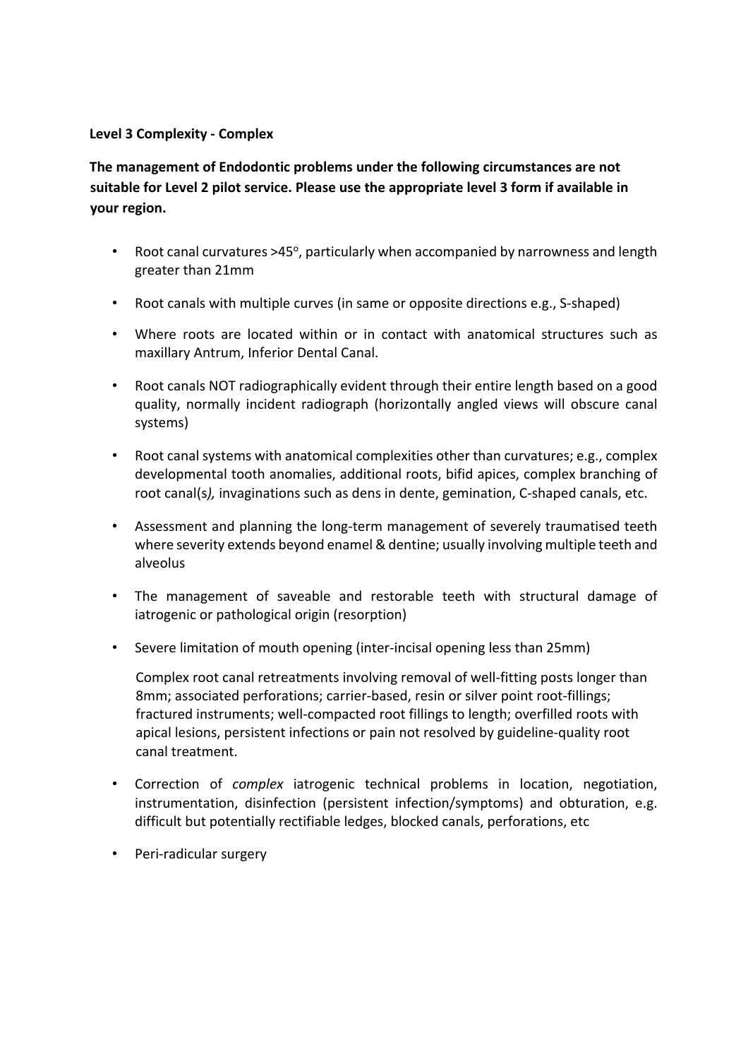**Level 3 Complexity - Complex**

**The management of Endodontic problems under the following circumstances are not suitable for Level 2 pilot service. Please use the appropriate level 3 form if available in your region.**

- Root canal curvatures >45°, particularly when accompanied by narrowness and length greater than 21mm
- Root canals with multiple curves (in same or opposite directions e.g., S-shaped)
- Where roots are located within or in contact with anatomical structures such as maxillary Antrum, Inferior Dental Canal.
- Root canals NOT radiographically evident through their entire length based on a good quality, normally incident radiograph (horizontally angled views will obscure canal systems)
- Root canal systems with anatomical complexities other than curvatures; e.g., complex developmental tooth anomalies, additional roots, bifid apices, complex branching of root canal(s*),* invaginations such as dens in dente, gemination, C-shaped canals, etc.
- Assessment and planning the long-term management of severely traumatised teeth where severity extends beyond enamel & dentine; usually involving multiple teeth and alveolus
- The management of saveable and restorable teeth with structural damage of iatrogenic or pathological origin (resorption)
- Severe limitation of mouth opening (inter-incisal opening less than 25mm)

  Complex root canal retreatments involving removal of well-fitting posts longer than 8mm; associated perforations; carrier-based, resin or silver point root-fillings; fractured instruments; well-compacted root fillings to length; overfilled roots with apical lesions, persistent infections or pain not resolved by guideline-quality root canal treatment.

- Correction of *complex* iatrogenic technical problems in location, negotiation, instrumentation, disinfection (persistent infection/symptoms) and obturation, e.g. difficult but potentially rectifiable ledges, blocked canals, perforations, etc
- Peri-radicular surgery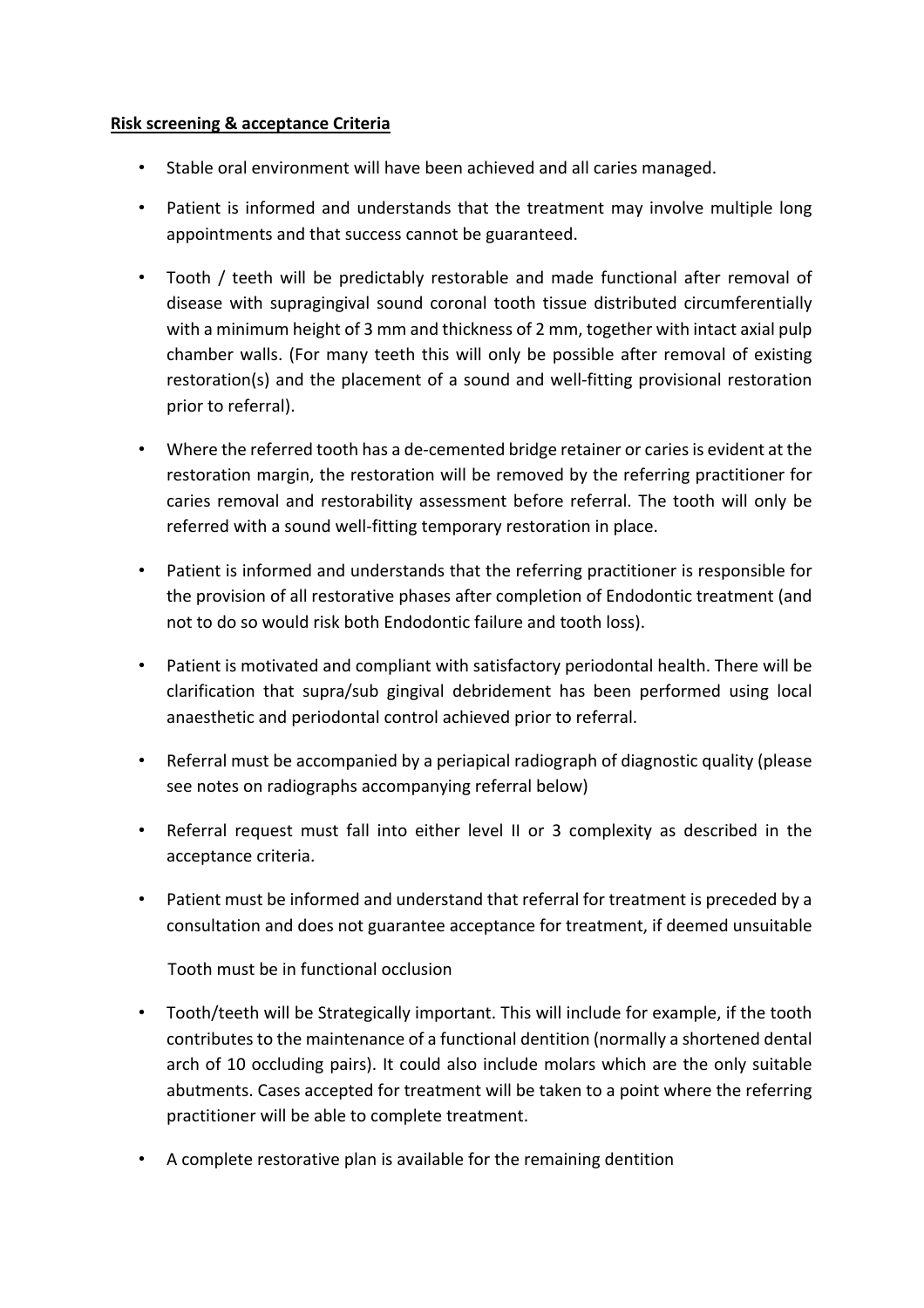**Risk screening & acceptance Criteria**

- Stable oral environment will have been achieved and all caries managed.
- Patient is informed and understands that the treatment may involve multiple long appointments and that success cannot be guaranteed.
- Tooth / teeth will be predictably restorable and made functional after removal of disease with supragingival sound coronal tooth tissue distributed circumferentially with a minimum height of 3 mm and thickness of 2 mm, together with intact axial pulp chamber walls. (For many teeth this will only be possible after removal of existing restoration(s) and the placement of a sound and well-fitting provisional restoration prior to referral).
- Where the referred tooth has a de-cemented bridge retainer or caries is evident at the restoration margin, the restoration will be removed by the referring practitioner for caries removal and restorability assessment before referral. The tooth will only be referred with a sound well-fitting temporary restoration in place.
- Patient is informed and understands that the referring practitioner is responsible for the provision of all restorative phases after completion of Endodontic treatment (and not to do so would risk both Endodontic failure and tooth loss).
- Patient is motivated and compliant with satisfactory periodontal health. There will be clarification that supra/sub gingival debridement has been performed using local anaesthetic and periodontal control achieved prior to referral.
- Referral must be accompanied by a periapical radiograph of diagnostic quality (please see notes on radiographs accompanying referral below)
- Referral request must fall into either level II or 3 complexity as described in the acceptance criteria.
- Patient must be informed and understand that referral for treatment is preceded by a consultation and does not guarantee acceptance for treatment, if deemed unsuitable

  Tooth must be in functional occlusion

- Tooth/teeth will be Strategically important. This will include for example, if the tooth contributes to the maintenance of a functional dentition (normally a shortened dental arch of 10 occluding pairs). It could also include molars which are the only suitable abutments. Cases accepted for treatment will be taken to a point where the referring practitioner will be able to complete treatment.
- A complete restorative plan is available for the remaining dentition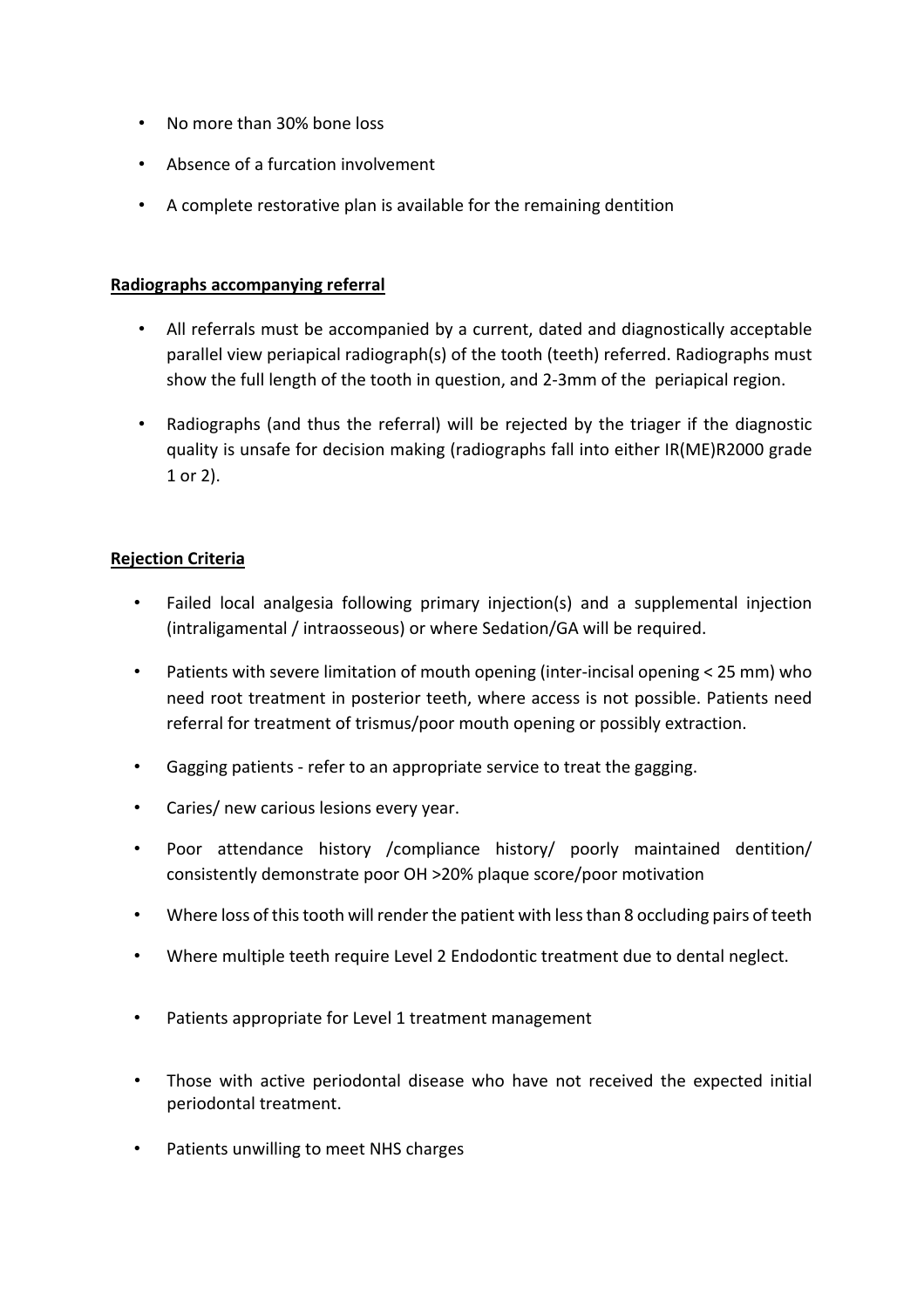- No more than 30% bone loss
- Absence of a furcation involvement
- A complete restorative plan is available for the remaining dentition

**Radiographs accompanying referral**

- All referrals must be accompanied by a current, dated and diagnostically acceptable parallel view periapical radiograph(s) of the tooth (teeth) referred. Radiographs must show the full length of the tooth in question, and 2-3mm of the periapical region.
- Radiographs (and thus the referral) will be rejected by the triager if the diagnostic quality is unsafe for decision making (radiographs fall into either IR(ME)R2000 grade 1 or 2).

**Rejection Criteria**

- Failed local analgesia following primary injection(s) and a supplemental injection (intraligamental / intraosseous) or where Sedation/GA will be required.
- Patients with severe limitation of mouth opening (inter-incisal opening < 25 mm) who need root treatment in posterior teeth, where access is not possible. Patients need referral for treatment of trismus/poor mouth opening or possibly extraction.
- Gagging patients - refer to an appropriate service to treat the gagging.
- Caries/ new carious lesions every year.
- Poor attendance history /compliance history/ poorly maintained dentition/ consistently demonstrate poor OH >20% plaque score/poor motivation
- Where loss of this tooth will render the patient with less than 8 occluding pairs of teeth
- Where multiple teeth require Level 2 Endodontic treatment due to dental neglect.
- Patients appropriate for Level 1 treatment management
- Those with active periodontal disease who have not received the expected initial periodontal treatment.
- Patients unwilling to meet NHS charges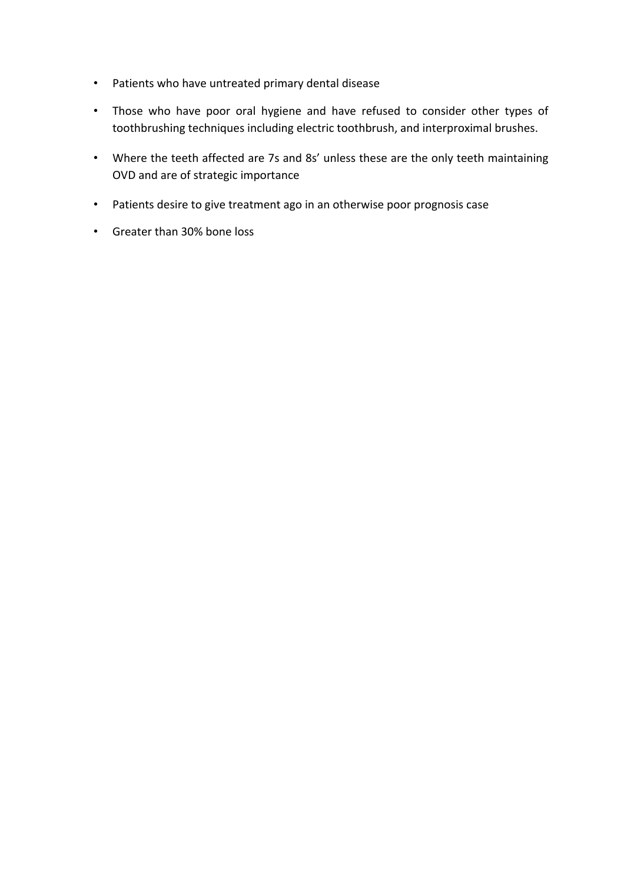- Patients who have untreated primary dental disease
- Those who have poor oral hygiene and have refused to consider other types of toothbrushing techniques including electric toothbrush, and interproximal brushes.
- Where the teeth affected are 7s and 8s' unless these are the only teeth maintaining OVD and are of strategic importance
- Patients desire to give treatment ago in an otherwise poor prognosis case
- Greater than 30% bone loss